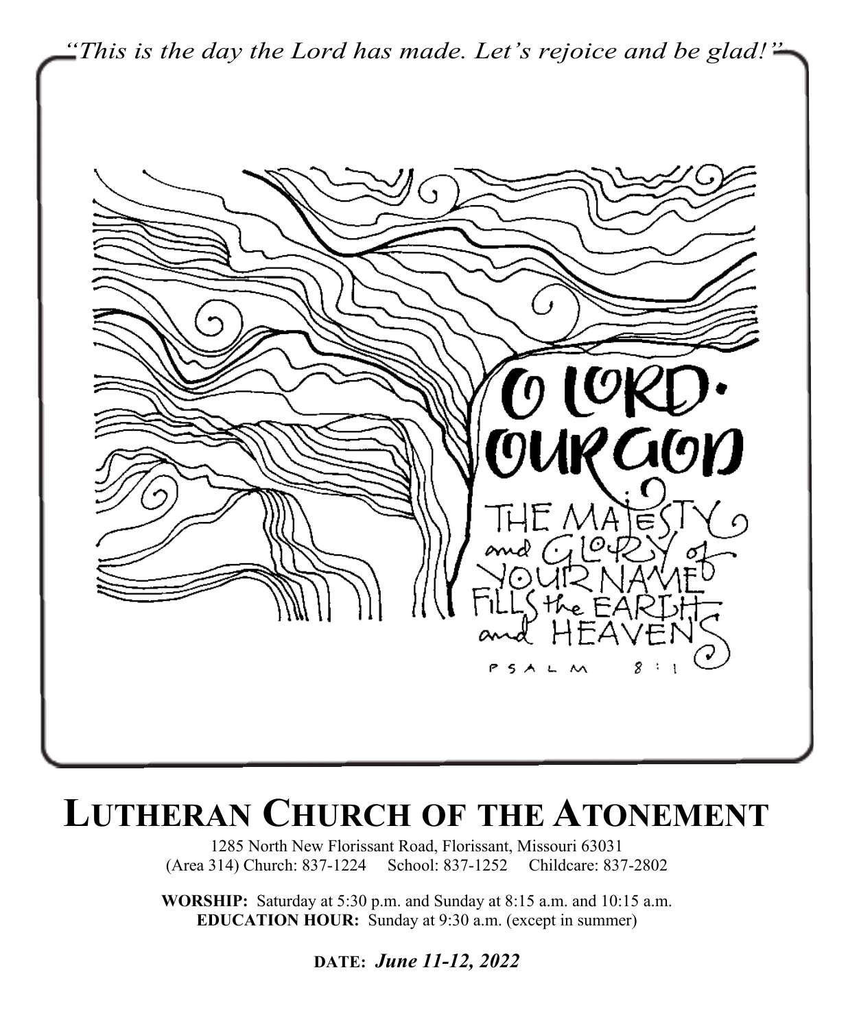*"This is the day the Lord has made. Let's rejoice and be glad!"*

O LORD, OUR GOD
THE MAJESTY and GLORY of YOUR NAME FILLS the EARTH and HEAVENS
PSALM 8:1

# LUTHERAN CHURCH OF THE ATONEMENT

1285 North New Florissant Road, Florissant, Missouri 63031
(Area 314) Church: 837-1224 School: 837-1252 Childcare: 837-2802

**WORSHIP:** Saturday at 5:30 p.m. and Sunday at 8:15 a.m. and 10:15 a.m.
**EDUCATION HOUR:** Sunday at 9:30 a.m. (except in summer)

**DATE:** ***June 11-12, 2022***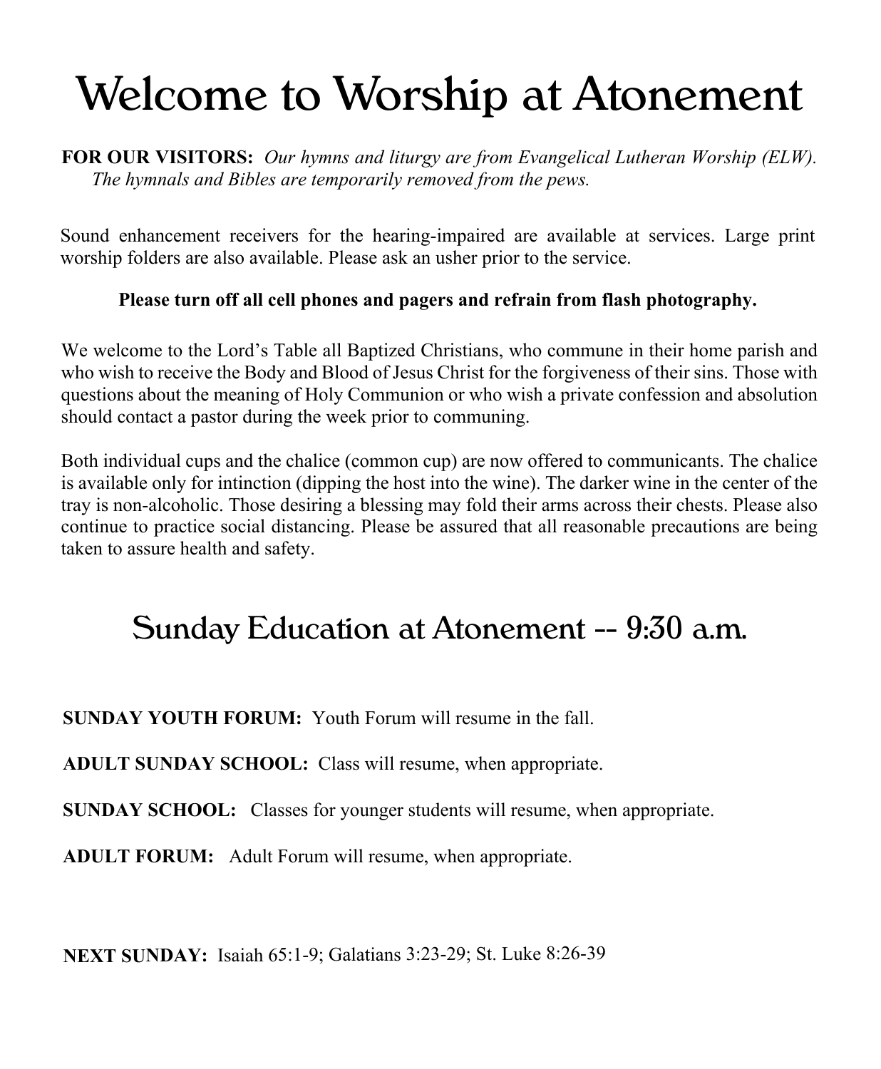# Welcome to Worship at Atonement

**FOR OUR VISITORS:** *Our hymns and liturgy are from Evangelical Lutheran Worship (ELW). The hymnals and Bibles are temporarily removed from the pews.*

Sound enhancement receivers for the hearing-impaired are available at services. Large print worship folders are also available. Please ask an usher prior to the service.

**Please turn off all cell phones and pagers and refrain from flash photography.**

We welcome to the Lord's Table all Baptized Christians, who commune in their home parish and who wish to receive the Body and Blood of Jesus Christ for the forgiveness of their sins. Those with questions about the meaning of Holy Communion or who wish a private confession and absolution should contact a pastor during the week prior to communing.

Both individual cups and the chalice (common cup) are now offered to communicants. The chalice is available only for intinction (dipping the host into the wine). The darker wine in the center of the tray is non-alcoholic. Those desiring a blessing may fold their arms across their chests. Please also continue to practice social distancing. Please be assured that all reasonable precautions are being taken to assure health and safety.

## Sunday Education at Atonement -- 9:30 a.m.

**SUNDAY YOUTH FORUM:** Youth Forum will resume in the fall.

**ADULT SUNDAY SCHOOL:** Class will resume, when appropriate.

**SUNDAY SCHOOL:** Classes for younger students will resume, when appropriate.

**ADULT FORUM:** Adult Forum will resume, when appropriate.

**NEXT SUNDAY:** Isaiah 65:1-9; Galatians 3:23-29; St. Luke 8:26-39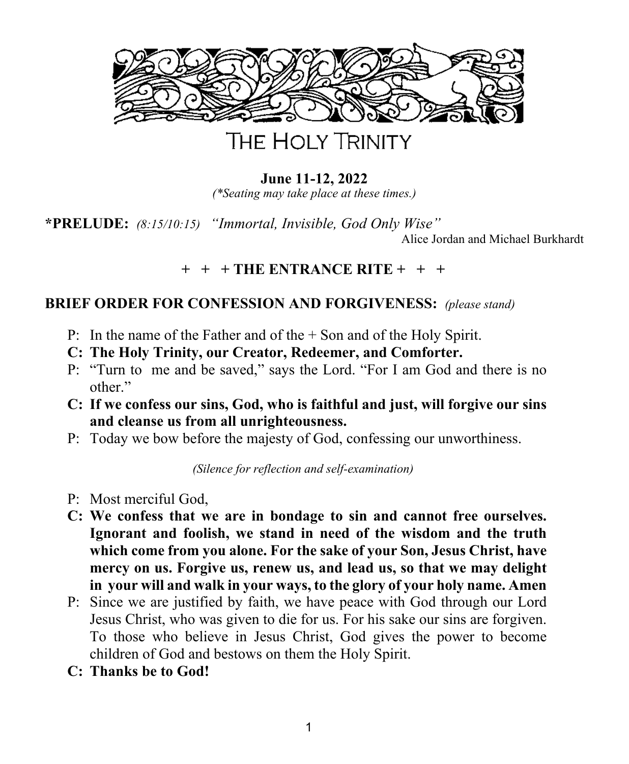# THE HOLY TRINITY

**June 11-12, 2022**
*(\*Seating may take place at these times.)*

**\*PRELUDE:** *(8:15/10:15)* *"Immortal, Invisible, God Only Wise"*
Alice Jordan and Michael Burkhardt

**+ + + THE ENTRANCE RITE + + +**

**BRIEF ORDER FOR CONFESSION AND FORGIVENESS:** *(please stand)*

P: In the name of the Father and of the + Son and of the Holy Spirit.

**C: The Holy Trinity, our Creator, Redeemer, and Comforter.**

P: "Turn to me and be saved," says the Lord. "For I am God and there is no other."

**C: If we confess our sins, God, who is faithful and just, will forgive our sins and cleanse us from all unrighteousness.**

P: Today we bow before the majesty of God, confessing our unworthiness.

*(Silence for reflection and self-examination)*

P: Most merciful God,

**C: We confess that we are in bondage to sin and cannot free ourselves. Ignorant and foolish, we stand in need of the wisdom and the truth which come from you alone. For the sake of your Son, Jesus Christ, have mercy on us. Forgive us, renew us, and lead us, so that we may delight in your will and walk in your ways, to the glory of your holy name. Amen**

P: Since we are justified by faith, we have peace with God through our Lord Jesus Christ, who was given to die for us. For his sake our sins are forgiven. To those who believe in Jesus Christ, God gives the power to become children of God and bestows on them the Holy Spirit.

**C: Thanks be to God!**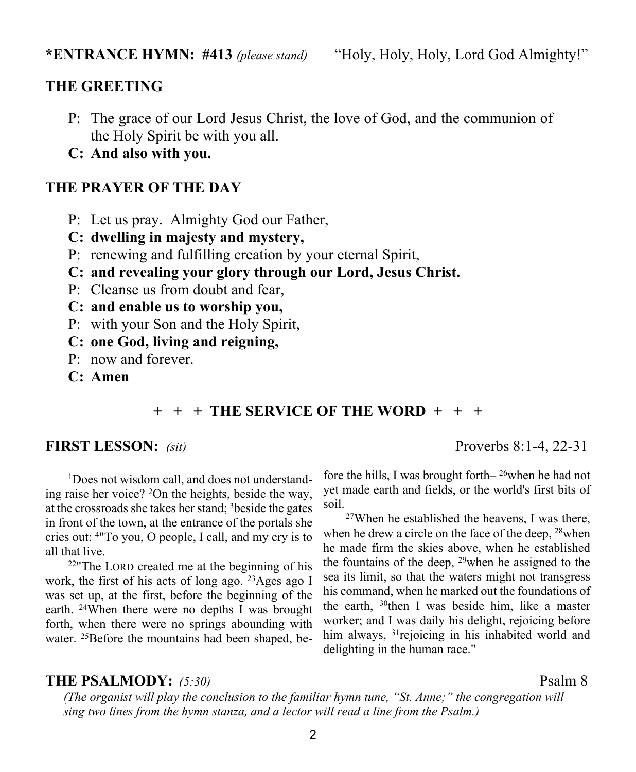**\*ENTRANCE HYMN: #413** *(please stand)* "Holy, Holy, Holy, Lord God Almighty!"

## THE GREETING

P: The grace of our Lord Jesus Christ, the love of God, and the communion of the Holy Spirit be with you all.

**C: And also with you.**

## THE PRAYER OF THE DAY

P: Let us pray. Almighty God our Father,

**C: dwelling in majesty and mystery,**

P: renewing and fulfilling creation by your eternal Spirit,

**C: and revealing your glory through our Lord, Jesus Christ.**

P: Cleanse us from doubt and fear,

**C: and enable us to worship you,**

P: with your Son and the Holy Spirit,

**C: one God, living and reigning,**

P: now and forever.

**C: Amen**

## + + + THE SERVICE OF THE WORD + + +

**FIRST LESSON:** *(sit)* Proverbs 8:1-4, 22-31

[1]Does not wisdom call, and does not understanding raise her voice? [2]On the heights, beside the way, at the crossroads she takes her stand; [3]beside the gates in front of the town, at the entrance of the portals she cries out: [4]"To you, O people, I call, and my cry is to all that live.

[22]"The LORD created me at the beginning of his work, the first of his acts of long ago. [23]Ages ago I was set up, at the first, before the beginning of the earth. [24]When there were no depths I was brought forth, when there were no springs abounding with water. [25]Before the mountains had been shaped, before the hills, I was brought forth– [26]when he had not yet made earth and fields, or the world's first bits of soil.

[27]When he established the heavens, I was there, when he drew a circle on the face of the deep, [28]when he made firm the skies above, when he established the fountains of the deep, [29]when he assigned to the sea its limit, so that the waters might not transgress his command, when he marked out the foundations of the earth, [30]then I was beside him, like a master worker; and I was daily his delight, rejoicing before him always, [31]rejoicing in his inhabited world and delighting in the human race."

**THE PSALMODY:** *(5:30)* Psalm 8

*(The organist will play the conclusion to the familiar hymn tune, "St. Anne;" the congregation will sing two lines from the hymn stanza, and a lector will read a line from the Psalm.)*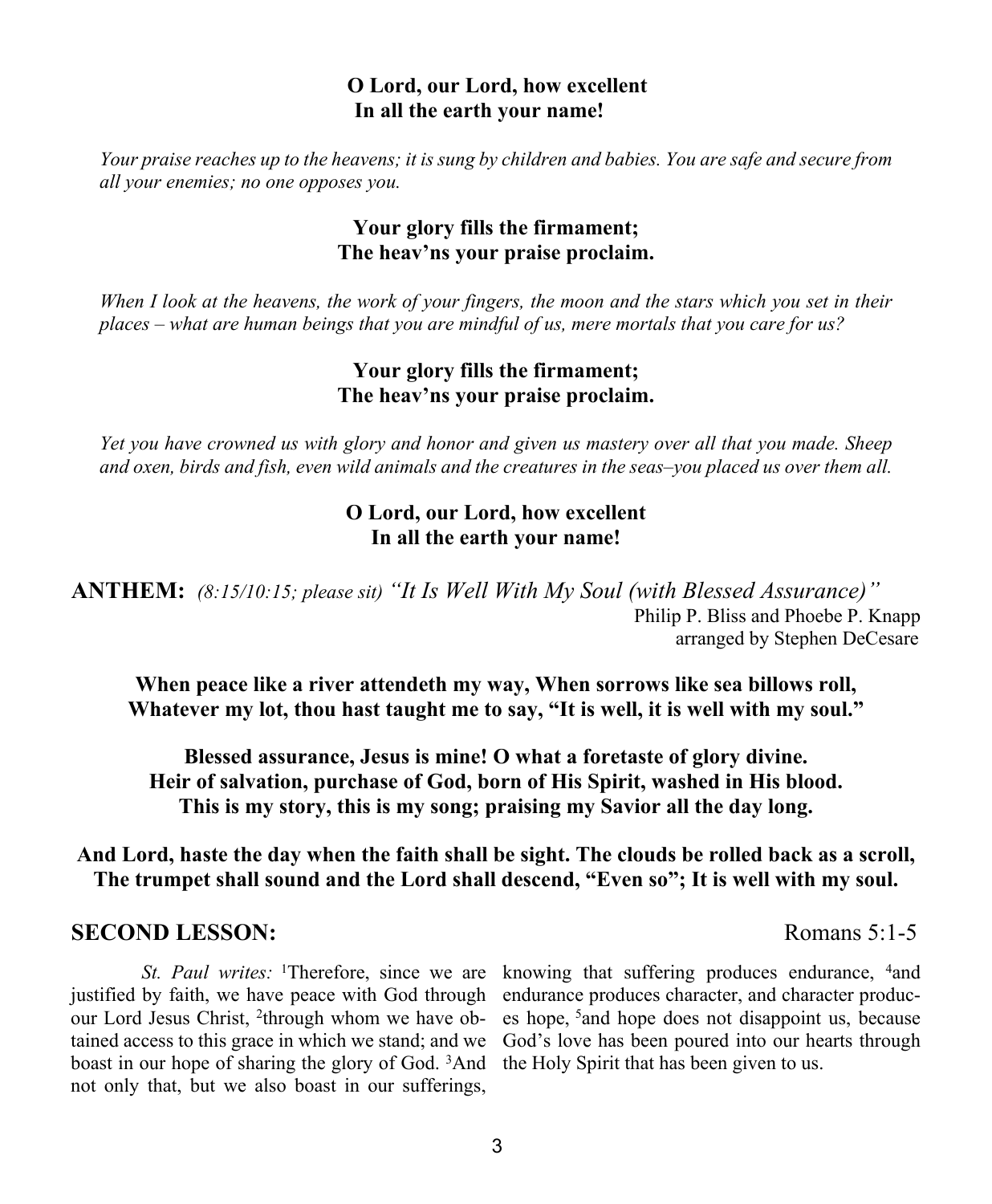**O Lord, our Lord, how excellent**
**In all the earth your name!**

*Your praise reaches up to the heavens; it is sung by children and babies. You are safe and secure from all your enemies; no one opposes you.*

**Your glory fills the firmament;**
**The heav'ns your praise proclaim.**

*When I look at the heavens, the work of your fingers, the moon and the stars which you set in their places – what are human beings that you are mindful of us, mere mortals that you care for us?*

**Your glory fills the firmament;**
**The heav'ns your praise proclaim.**

*Yet you have crowned us with glory and honor and given us mastery over all that you made. Sheep and oxen, birds and fish, even wild animals and the creatures in the seas–you placed us over them all.*

**O Lord, our Lord, how excellent**
**In all the earth your name!**

**ANTHEM:** *(8:15/10:15; please sit)* *"It Is Well With My Soul (with Blessed Assurance)"*
Philip P. Bliss and Phoebe P. Knapp
arranged by Stephen DeCesare

**When peace like a river attendeth my way, When sorrows like sea billows roll,**
**Whatever my lot, thou hast taught me to say, "It is well, it is well with my soul."**

**Blessed assurance, Jesus is mine! O what a foretaste of glory divine.**
**Heir of salvation, purchase of God, born of His Spirit, washed in His blood.**
**This is my story, this is my song; praising my Savior all the day long.**

**And Lord, haste the day when the faith shall be sight. The clouds be rolled back as a scroll,**
**The trumpet shall sound and the Lord shall descend, "Even so"; It is well with my soul.**

## SECOND LESSON: Romans 5:1-5

*St. Paul writes:* [1]Therefore, since we are justified by faith, we have peace with God through our Lord Jesus Christ, [2]through whom we have obtained access to this grace in which we stand; and we boast in our hope of sharing the glory of God. [3]And not only that, but we also boast in our sufferings, knowing that suffering produces endurance, [4]and endurance produces character, and character produces hope, [5]and hope does not disappoint us, because God's love has been poured into our hearts through the Holy Spirit that has been given to us.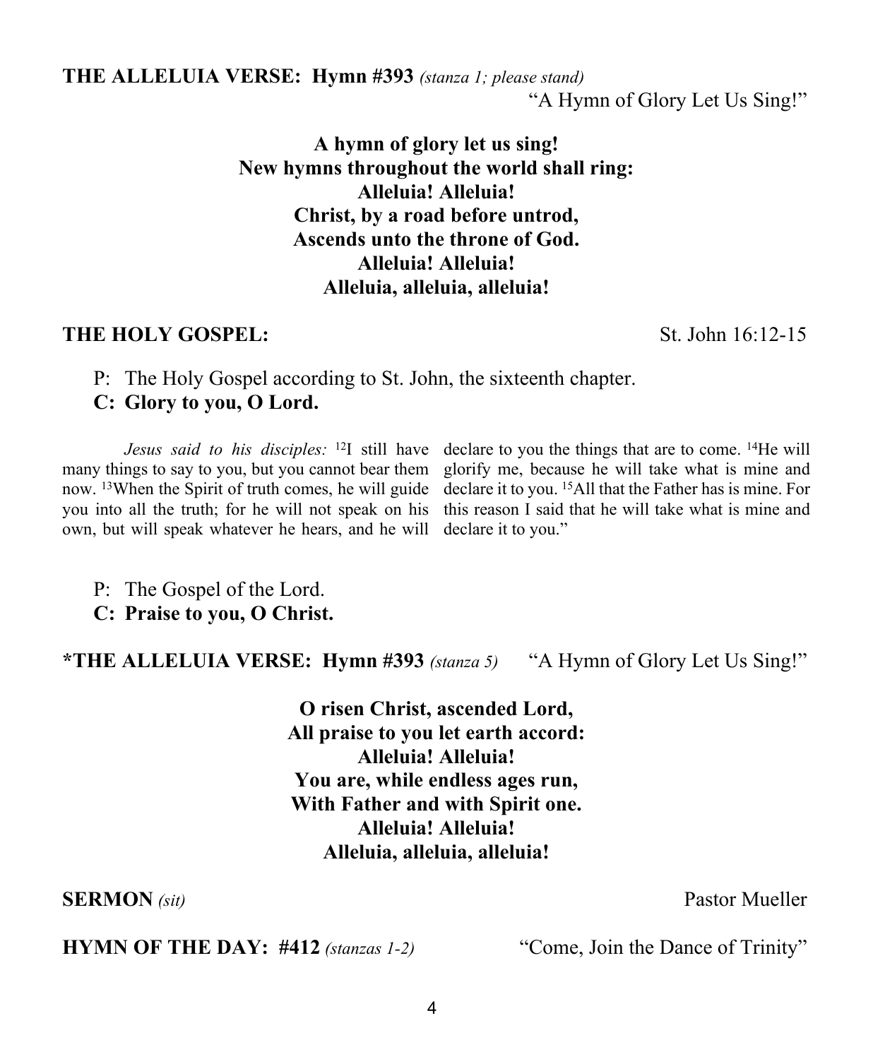**THE ALLELUIA VERSE: Hymn #393** *(stanza 1; please stand)*
"A Hymn of Glory Let Us Sing!"

**A hymn of glory let us sing!**
**New hymns throughout the world shall ring:**
**Alleluia! Alleluia!**
**Christ, by a road before untrod,**
**Ascends unto the throne of God.**
**Alleluia! Alleluia!**
**Alleluia, alleluia, alleluia!**

**THE HOLY GOSPEL:** St. John 16:12-15

P: The Holy Gospel according to St. John, the sixteenth chapter.
**C: Glory to you, O Lord.**

*Jesus said to his disciples:* [12]I still have many things to say to you, but you cannot bear them now. [13]When the Spirit of truth comes, he will guide you into all the truth; for he will not speak on his own, but will speak whatever he hears, and he will declare to you the things that are to come. [14]He will glorify me, because he will take what is mine and declare it to you. [15]All that the Father has is mine. For this reason I said that he will take what is mine and declare it to you."

P: The Gospel of the Lord.
**C: Praise to you, O Christ.**

**\*THE ALLELUIA VERSE: Hymn #393** *(stanza 5)* "A Hymn of Glory Let Us Sing!"

**O risen Christ, ascended Lord,**
**All praise to you let earth accord:**
**Alleluia! Alleluia!**
**You are, while endless ages run,**
**With Father and with Spirit one.**
**Alleluia! Alleluia!**
**Alleluia, alleluia, alleluia!**

**SERMON** *(sit)* Pastor Mueller

**HYMN OF THE DAY: #412** *(stanzas 1-2)* "Come, Join the Dance of Trinity"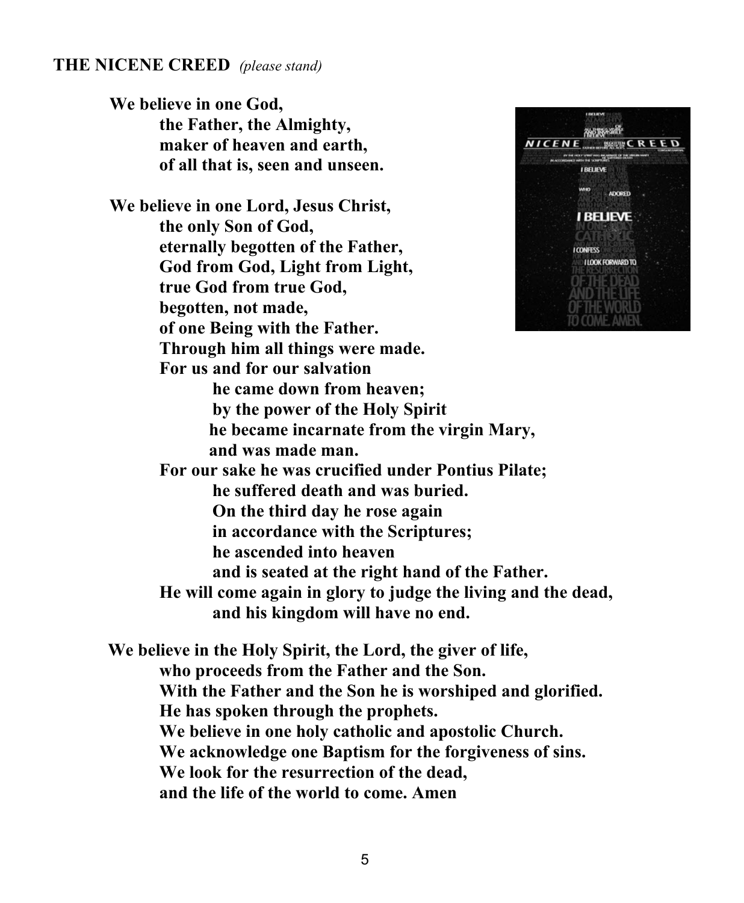## THE NICENE CREED *(please stand)*

**We believe in one God,**
**the Father, the Almighty,**
**maker of heaven and earth,**
**of all that is, seen and unseen.**

**We believe in one Lord, Jesus Christ,**
**the only Son of God,**
**eternally begotten of the Father,**
**God from God, Light from Light,**
**true God from true God,**
**begotten, not made,**
**of one Being with the Father.**
**Through him all things were made.**
**For us and for our salvation**
**he came down from heaven;**
**by the power of the Holy Spirit**
**he became incarnate from the virgin Mary,**
**and was made man.**
**For our sake he was crucified under Pontius Pilate;**
**he suffered death and was buried.**
**On the third day he rose again**
**in accordance with the Scriptures;**
**he ascended into heaven**
**and is seated at the right hand of the Father.**
**He will come again in glory to judge the living and the dead,**
**and his kingdom will have no end.**

**We believe in the Holy Spirit, the Lord, the giver of life,**
**who proceeds from the Father and the Son.**
**With the Father and the Son he is worshiped and glorified.**
**He has spoken through the prophets.**
**We believe in one holy catholic and apostolic Church.**
**We acknowledge one Baptism for the forgiveness of sins.**
**We look for the resurrection of the dead,**
**and the life of the world to come. Amen**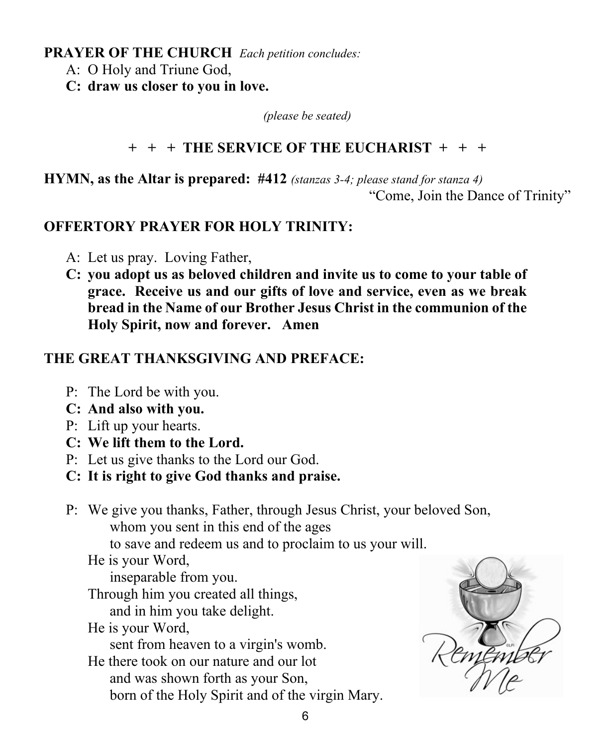**PRAYER OF THE CHURCH** *Each petition concludes:*

A: O Holy and Triune God,
**C: draw us closer to you in love.**

*(please be seated)*

## + + + THE SERVICE OF THE EUCHARIST + + +

**HYMN, as the Altar is prepared: #412** *(stanzas 3-4; please stand for stanza 4)*
"Come, Join the Dance of Trinity"

**OFFERTORY PRAYER FOR HOLY TRINITY:**

A: Let us pray. Loving Father,
**C: you adopt us as beloved children and invite us to come to your table of grace. Receive us and our gifts of love and service, even as we break bread in the Name of our Brother Jesus Christ in the communion of the Holy Spirit, now and forever. Amen**

**THE GREAT THANKSGIVING AND PREFACE:**

P: The Lord be with you.
**C: And also with you.**
P: Lift up your hearts.
**C: We lift them to the Lord.**
P: Let us give thanks to the Lord our God.
**C: It is right to give God thanks and praise.**

P: We give you thanks, Father, through Jesus Christ, your beloved Son,
whom you sent in this end of the ages
to save and redeem us and to proclaim to us your will.
He is your Word,
inseparable from you.
Through him you created all things,
and in him you take delight.
He is your Word,
sent from heaven to a virgin's womb.
He there took on our nature and our lot
and was shown forth as your Son,
born of the Holy Spirit and of the virgin Mary.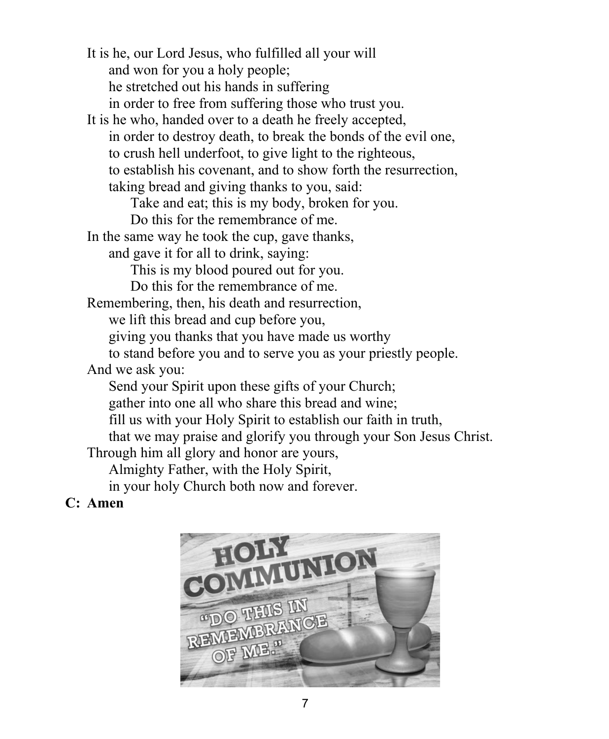It is he, our Lord Jesus, who fulfilled all your will
and won for you a holy people;
he stretched out his hands in suffering
in order to free from suffering those who trust you.
It is he who, handed over to a death he freely accepted,
in order to destroy death, to break the bonds of the evil one,
to crush hell underfoot, to give light to the righteous,
to establish his covenant, and to show forth the resurrection,
taking bread and giving thanks to you, said:
Take and eat; this is my body, broken for you.
Do this for the remembrance of me.
In the same way he took the cup, gave thanks,
and gave it for all to drink, saying:
This is my blood poured out for you.
Do this for the remembrance of me.
Remembering, then, his death and resurrection,
we lift this bread and cup before you,
giving you thanks that you have made us worthy
to stand before you and to serve you as your priestly people.
And we ask you:
Send your Spirit upon these gifts of your Church;
gather into one all who share this bread and wine;
fill us with your Holy Spirit to establish our faith in truth,
that we may praise and glorify you through your Son Jesus Christ.
Through him all glory and honor are yours,
Almighty Father, with the Holy Spirit,
in your holy Church both now and forever.

**C: Amen**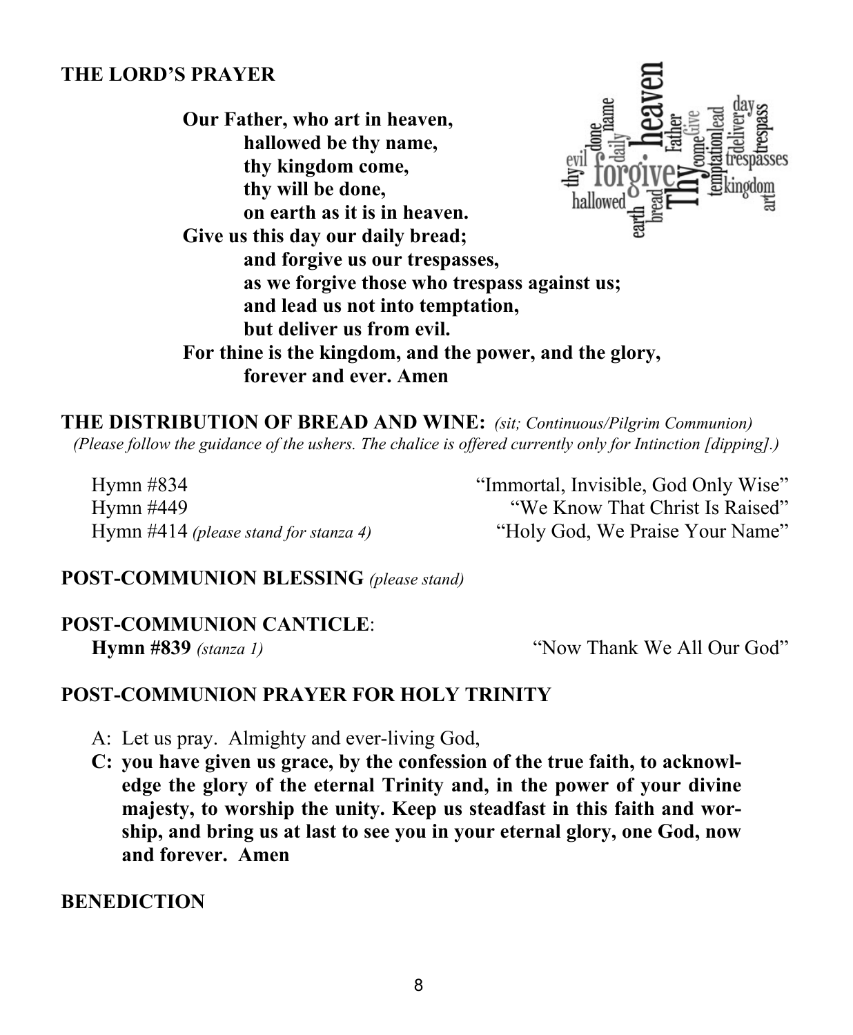## THE LORD'S PRAYER

**Our Father, who art in heaven,**
**hallowed be thy name,**
**thy kingdom come,**
**thy will be done,**
**on earth as it is in heaven.**
**Give us this day our daily bread;**
**and forgive us our trespasses,**
**as we forgive those who trespass against us;**
**and lead us not into temptation,**
**but deliver us from evil.**
**For thine is the kingdom, and the power, and the glory,**
**forever and ever. Amen**

## THE DISTRIBUTION OF BREAD AND WINE: *(sit; Continuous/Pilgrim Communion)*

*(Please follow the guidance of the ushers. The chalice is offered currently only for Intinction [dipping].)*

Hymn #834 — "Immortal, Invisible, God Only Wise"
Hymn #449 — "We Know That Christ Is Raised"
Hymn #414 *(please stand for stanza 4)* — "Holy God, We Praise Your Name"

## POST-COMMUNION BLESSING *(please stand)*

## POST-COMMUNION CANTICLE:

**Hymn #839** *(stanza 1)* — "Now Thank We All Our God"

## POST-COMMUNION PRAYER FOR HOLY TRINITY

A: Let us pray. Almighty and ever-living God,

**C: you have given us grace, by the confession of the true faith, to acknowledge the glory of the eternal Trinity and, in the power of your divine majesty, to worship the unity. Keep us steadfast in this faith and worship, and bring us at last to see you in your eternal glory, one God, now and forever. Amen**

## BENEDICTION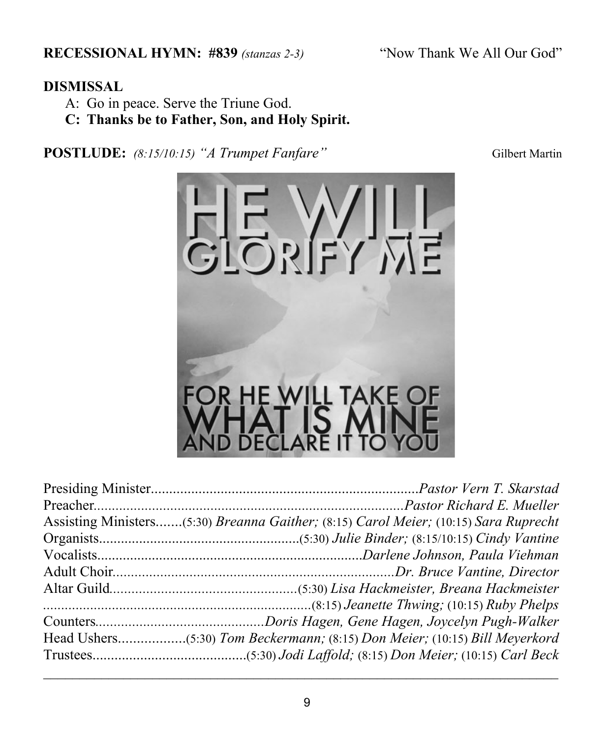**RECESSIONAL HYMN: #839** *(stanzas 2-3)* "Now Thank We All Our God"

**DISMISSAL**

A: Go in peace. Serve the Triune God.

**C: Thanks be to Father, Son, and Holy Spirit.**

**POSTLUDE:** *(8:15/10:15) "A Trumpet Fanfare"* Gilbert Martin

HE WILL GLORIFY ME

FOR HE WILL TAKE OF WHAT IS MINE AND DECLARE IT TO YOU

Presiding Minister........................................................................*Pastor Vern T. Skarstad*

Preacher.....................................................................................*Pastor Richard E. Mueller*

Assisting Ministers.......(5:30) *Breanna Gaither;* (8:15) *Carol Meier;* (10:15) *Sara Ruprecht*

Organists......................................................(5:30) *Julie Binder;* (8:15/10:15) *Cindy Vantine*

Vocalists.........................................................................*Darlene Johnson, Paula Viehman*

Adult Choir.............................................................................*Dr. Bruce Vantine, Director*

Altar Guild..................................................(5:30) *Lisa Hackmeister, Breana Hackmeister*

.........................................................................(8:15) *Jeanette Thwing;* (10:15) *Ruby Phelps*

Counters.............................................*Doris Hagen, Gene Hagen, Joycelyn Pugh-Walker*

Head Ushers..................(5:30) *Tom Beckermann;* (8:15) *Don Meier;* (10:15) *Bill Meyerkord*

Trustees.........................................(5:30) *Jodi Laffold;* (8:15) *Don Meier;* (10:15) *Carl Beck*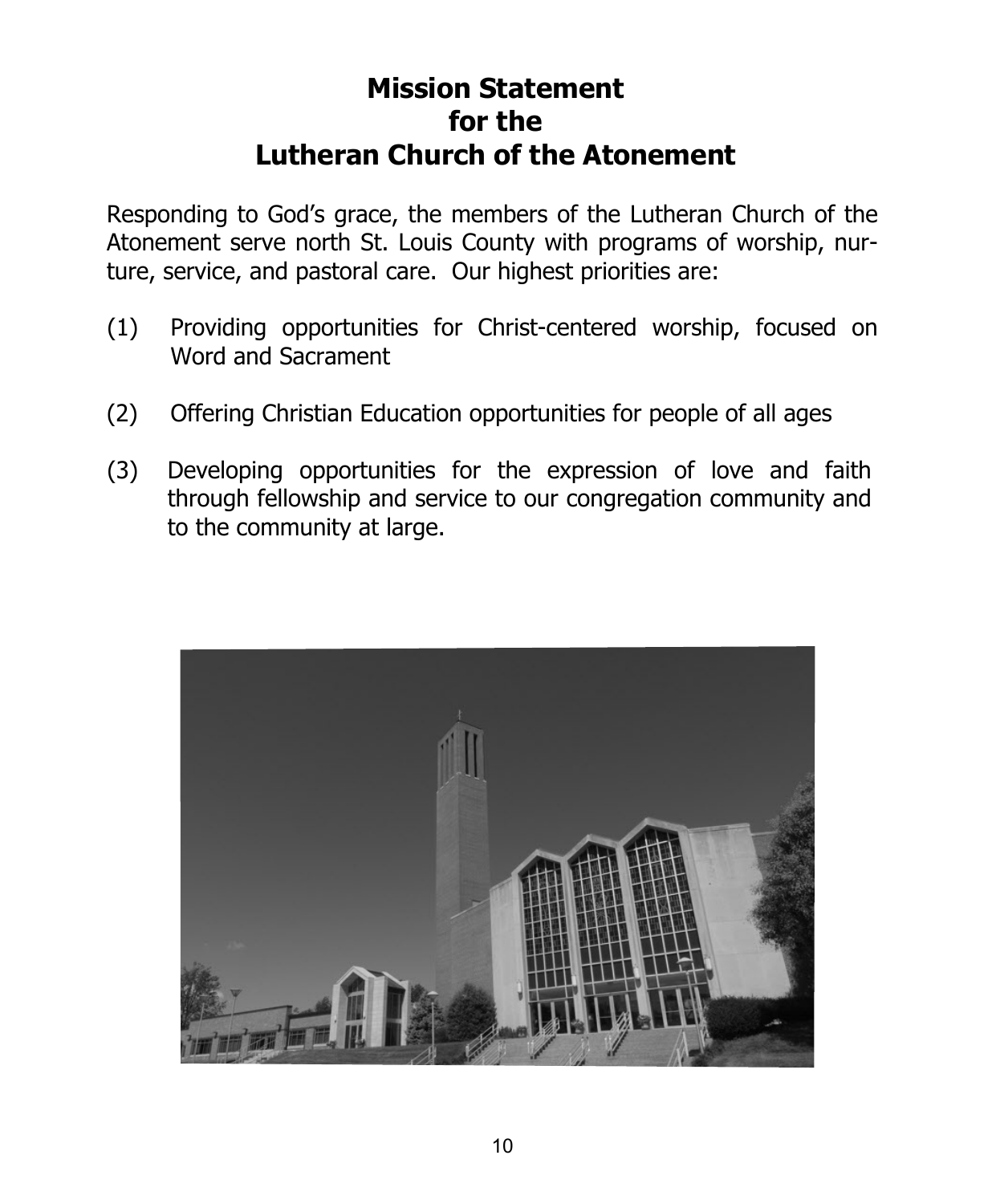# Mission Statement for the Lutheran Church of the Atonement

Responding to God's grace, the members of the Lutheran Church of the Atonement serve north St. Louis County with programs of worship, nurture, service, and pastoral care. Our highest priorities are:

(1) Providing opportunities for Christ-centered worship, focused on Word and Sacrament

(2) Offering Christian Education opportunities for people of all ages

(3) Developing opportunities for the expression of love and faith through fellowship and service to our congregation community and to the community at large.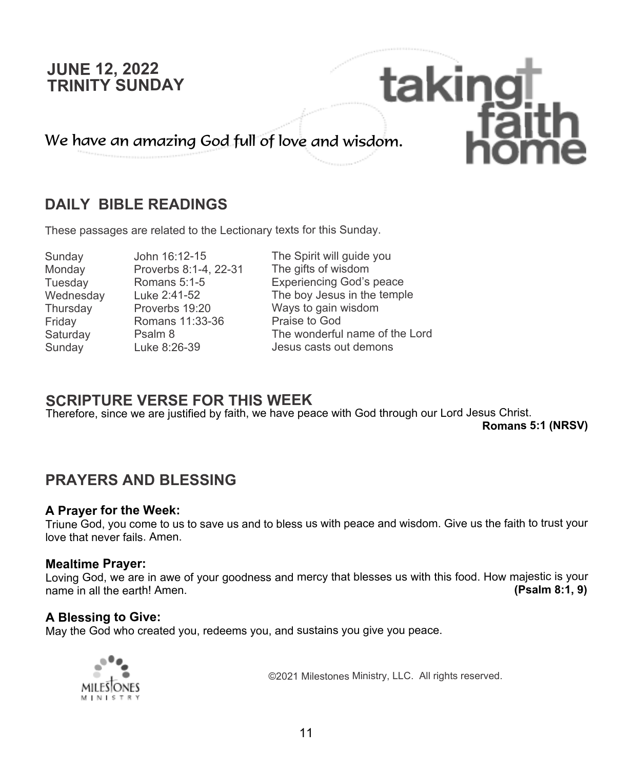**JUNE 12, 2022**
**TRINITY SUNDAY**

taking faith home

*We have an amazing God full of love and wisdom.*

## DAILY BIBLE READINGS

These passages are related to the Lectionary texts for this Sunday.

| | | |
|---|---|---|
| Sunday | John 16:12-15 | The Spirit will guide you |
| Monday | Proverbs 8:1-4, 22-31 | The gifts of wisdom |
| Tuesday | Romans 5:1-5 | Experiencing God's peace |
| Wednesday | Luke 2:41-52 | The boy Jesus in the temple |
| Thursday | Proverbs 19:20 | Ways to gain wisdom |
| Friday | Romans 11:33-36 | Praise to God |
| Saturday | Psalm 8 | The wonderful name of the Lord |
| Sunday | Luke 8:26-39 | Jesus casts out demons |

## SCRIPTURE VERSE FOR THIS WEEK

Therefore, since we are justified by faith, we have peace with God through our Lord Jesus Christ.
**Romans 5:1 (NRSV)**

## PRAYERS AND BLESSING

**A Prayer for the Week:**
Triune God, you come to us to save us and to bless us with peace and wisdom. Give us the faith to trust your love that never fails. Amen.

**Mealtime Prayer:**
Loving God, we are in awe of your goodness and mercy that blesses us with this food. How majestic is your name in all the earth! Amen. **(Psalm 8:1, 9)**

**A Blessing to Give:**
May the God who created you, redeems you, and sustains you give you peace.

MILESTONES MINISTRY

©2021 Milestones Ministry, LLC. All rights reserved.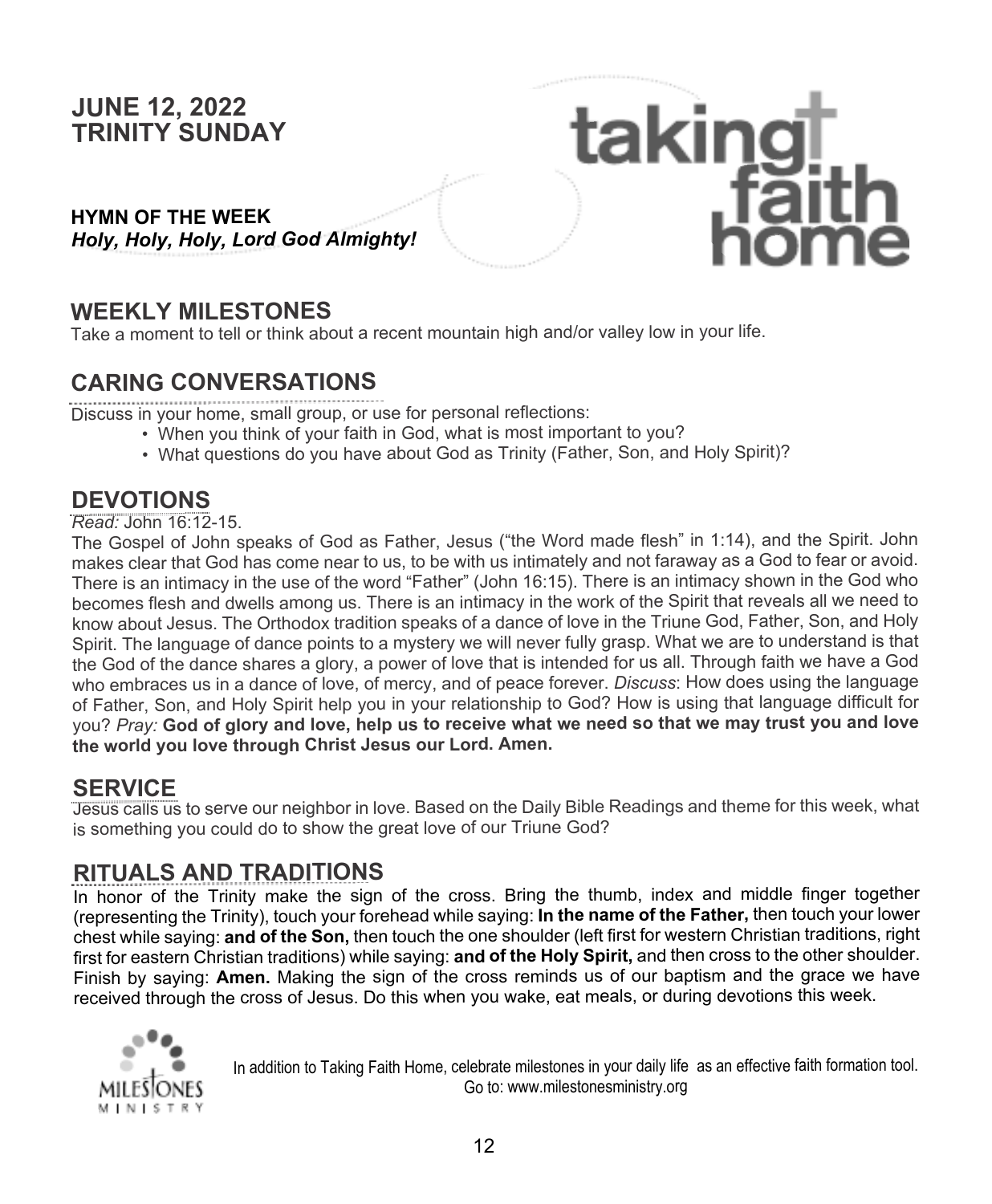# JUNE 12, 2022
# TRINITY SUNDAY

taking faith home

**HYMN OF THE WEEK**
***Holy, Holy, Holy, Lord God Almighty!***

## WEEKLY MILESTONES

Take a moment to tell or think about a recent mountain high and/or valley low in your life.

## CARING CONVERSATIONS

Discuss in your home, small group, or use for personal reflections:

- When you think of your faith in God, what is most important to you?
- What questions do you have about God as Trinity (Father, Son, and Holy Spirit)?

## DEVOTIONS

*Read:* John 16:12-15.

The Gospel of John speaks of God as Father, Jesus ("the Word made flesh" in 1:14), and the Spirit. John makes clear that God has come near to us, to be with us intimately and not faraway as a God to fear or avoid. There is an intimacy in the use of the word "Father" (John 16:15). There is an intimacy shown in the God who becomes flesh and dwells among us. There is an intimacy in the work of the Spirit that reveals all we need to know about Jesus. The Orthodox tradition speaks of a dance of love in the Triune God, Father, Son, and Holy Spirit. The language of dance points to a mystery we will never fully grasp. What we are to understand is that the God of the dance shares a glory, a power of love that is intended for us all. Through faith we have a God who embraces us in a dance of love, of mercy, and of peace forever. *Discuss*: How does using the language of Father, Son, and Holy Spirit help you in your relationship to God? How is using that language difficult for you? *Pray:* **God of glory and love, help us to receive what we need so that we may trust you and love the world you love through Christ Jesus our Lord. Amen.**

## SERVICE

Jesus calls us to serve our neighbor in love. Based on the Daily Bible Readings and theme for this week, what is something you could do to show the great love of our Triune God?

## RITUALS AND TRADITIONS

In honor of the Trinity make the sign of the cross. Bring the thumb, index and middle finger together (representing the Trinity), touch your forehead while saying: **In the name of the Father,** then touch your lower chest while saying: **and of the Son,** then touch the one shoulder (left first for western Christian traditions, right first for eastern Christian traditions) while saying: **and of the Holy Spirit,** and then cross to the other shoulder. Finish by saying: **Amen.** Making the sign of the cross reminds us of our baptism and the grace we have received through the cross of Jesus. Do this when you wake, eat meals, or during devotions this week.

MILESTONES MINISTRY

In addition to Taking Faith Home, celebrate milestones in your daily life as an effective faith formation tool.
Go to: www.milestonesministry.org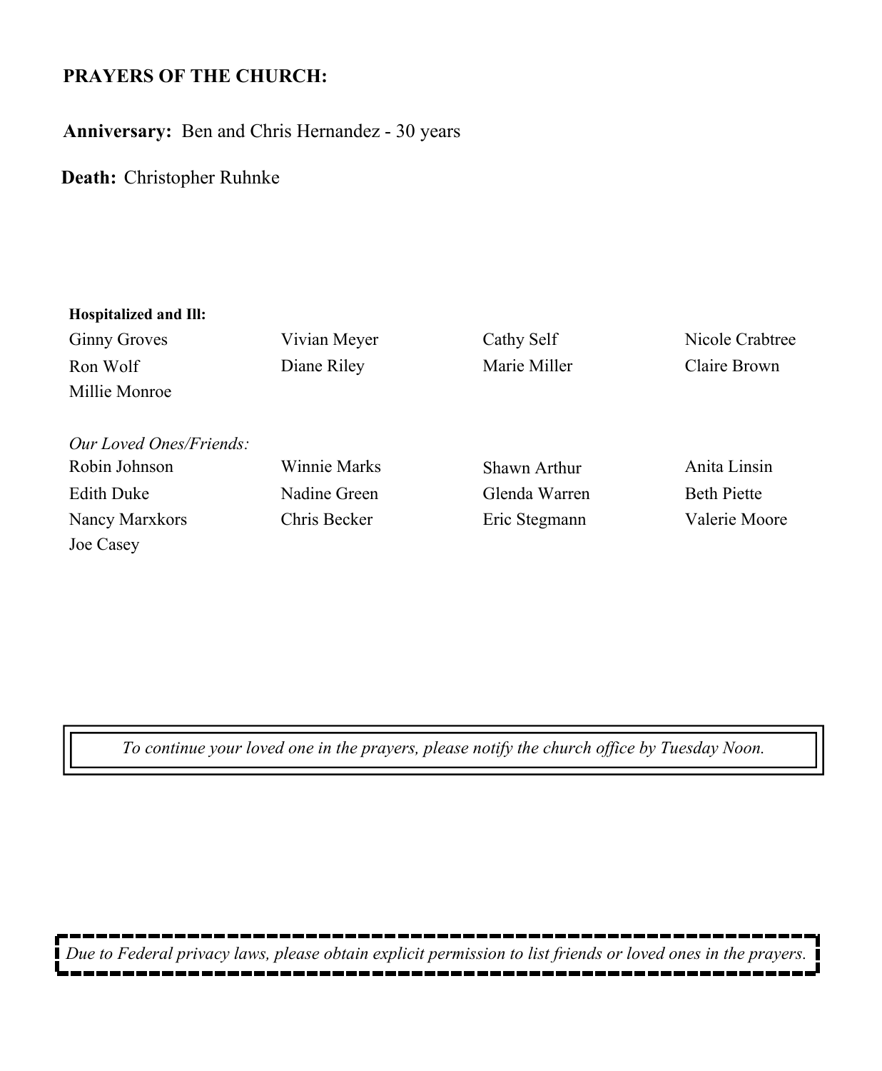## PRAYERS OF THE CHURCH:

**Anniversary:** Ben and Chris Hernandez - 30 years

**Death:** Christopher Ruhnke

**Hospitalized and Ill:**

Ginny Groves
Vivian Meyer
Cathy Self
Nicole Crabtree
Ron Wolf
Diane Riley
Marie Miller
Claire Brown
Millie Monroe

*Our Loved Ones/Friends:*

Robin Johnson
Winnie Marks
Shawn Arthur
Anita Linsin
Edith Duke
Nadine Green
Glenda Warren
Beth Piette
Nancy Marxkors
Chris Becker
Eric Stegmann
Valerie Moore
Joe Casey

*To continue your loved one in the prayers, please notify the church office by Tuesday Noon.*

*Due to Federal privacy laws, please obtain explicit permission to list friends or loved ones in the prayers.*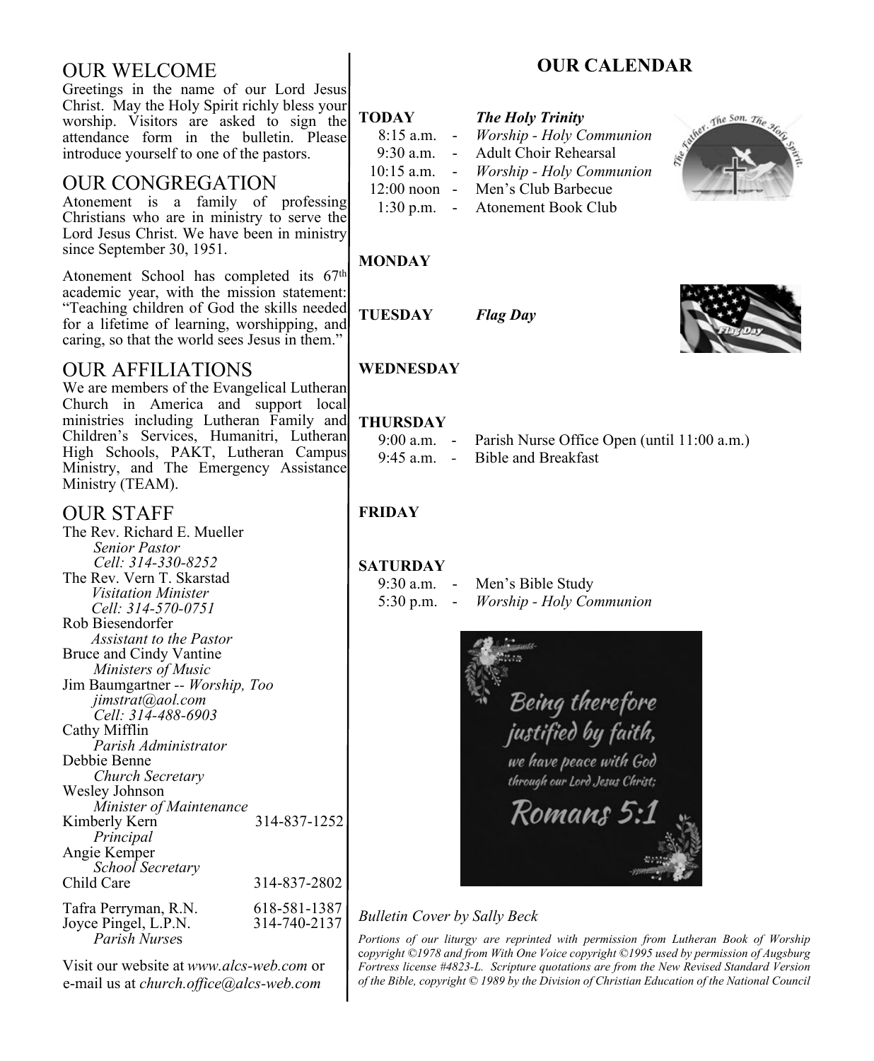## OUR WELCOME

Greetings in the name of our Lord Jesus Christ. May the Holy Spirit richly bless your worship. Visitors are asked to sign the attendance form in the bulletin. Please introduce yourself to one of the pastors.

## OUR CONGREGATION

Atonement is a family of professing Christians who are in ministry to serve the Lord Jesus Christ. We have been in ministry since September 30, 1951.

Atonement School has completed its 67th academic year, with the mission statement: "Teaching children of God the skills needed for a lifetime of learning, worshipping, and caring, so that the world sees Jesus in them."

## OUR AFFILIATIONS

We are members of the Evangelical Lutheran Church in America and support local ministries including Lutheran Family and Children's Services, Humanitri, Lutheran High Schools, PAKT, Lutheran Campus Ministry, and The Emergency Assistance Ministry (TEAM).

## OUR STAFF

The Rev. Richard E. Mueller
*Senior Pastor*
*Cell: 314-330-8252*
The Rev. Vern T. Skarstad
*Visitation Minister*
*Cell: 314-570-0751*
Rob Biesendorfer
*Assistant to the Pastor*
Bruce and Cindy Vantine
*Ministers of Music*
Jim Baumgartner -- *Worship, Too*
*jimstrat@aol.com*
*Cell: 314-488-6903*
Cathy Mifflin
*Parish Administrator*
Debbie Benne
*Church Secretary*
Wesley Johnson
*Minister of Maintenance*
Kimberly Kern 314-837-1252
*Principal*
Angie Kemper
*School Secretary*
Child Care 314-837-2802

Tafra Perryman, R.N. 618-581-1387
Joyce Pingel, L.P.N. 314-740-2137
*Parish Nurses*

Visit our website at *www.alcs-web.com* or e-mail us at *church.office@alcs-web.com*

## OUR CALENDAR

**TODAY** ***The Holy Trinity***
8:15 a.m. - *Worship - Holy Communion*
9:30 a.m. - Adult Choir Rehearsal
10:15 a.m. - *Worship - Holy Communion*
12:00 noon - Men's Club Barbecue
1:30 p.m. - Atonement Book Club

**MONDAY**

**TUESDAY** ***Flag Day***

**WEDNESDAY**

**THURSDAY**
9:00 a.m. - Parish Nurse Office Open (until 11:00 a.m.)
9:45 a.m. - Bible and Breakfast

**FRIDAY**

**SATURDAY**
9:30 a.m. - Men's Bible Study
5:30 p.m. - *Worship - Holy Communion*

*Bulletin Cover by Sally Beck*

*Portions of our liturgy are reprinted with permission from Lutheran Book of Worship copyright ©1978 and from With One Voice copyright ©1995 used by permission of Augsburg Fortress license #4823-L. Scripture quotations are from the New Revised Standard Version of the Bible, copyright © 1989 by the Division of Christian Education of the National Council*